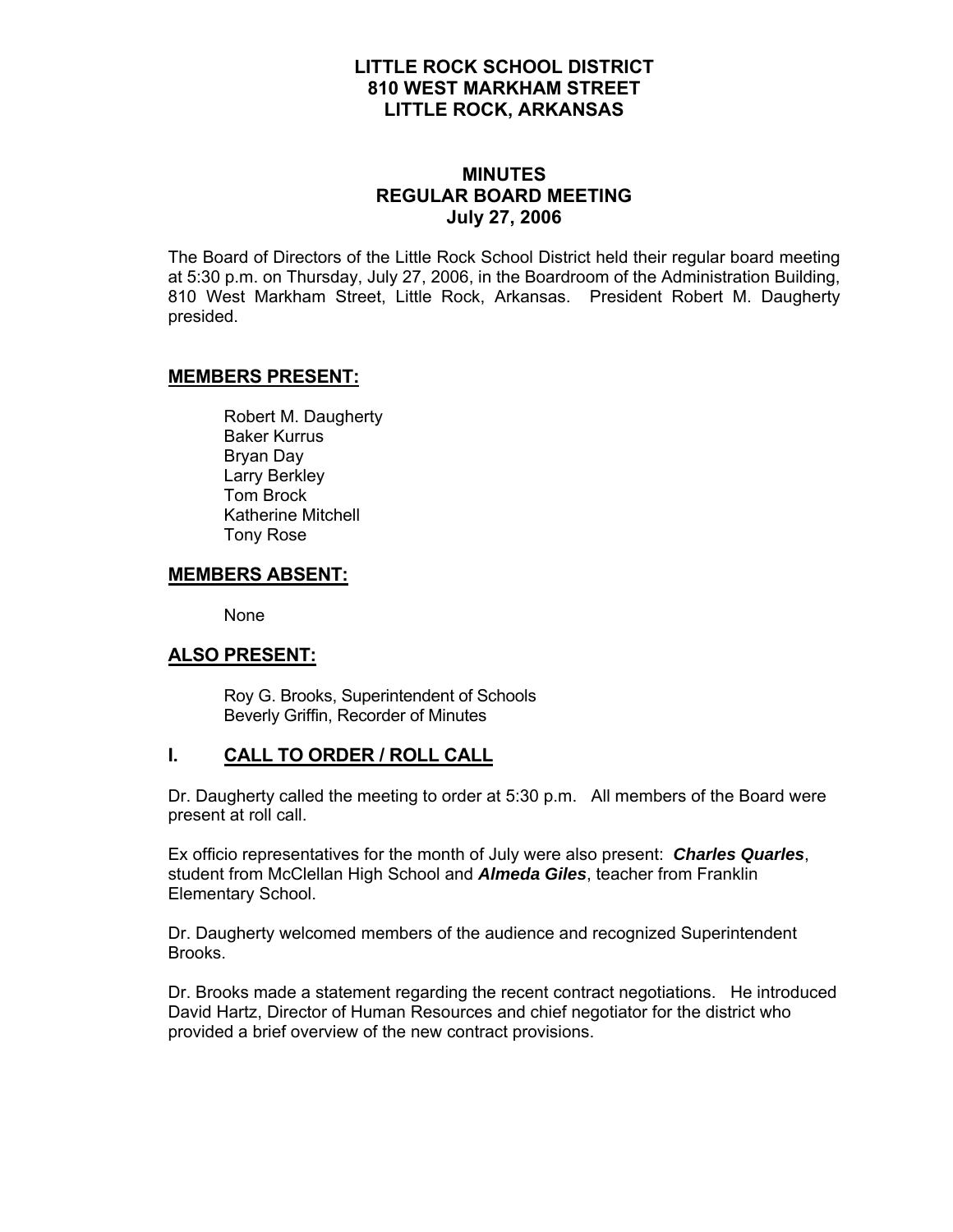# LITTLE ROCK SCHOOL DISTRICT
# 810 WEST MARKHAM STREET
# LITTLE ROCK, ARKANSAS

## MINUTES
## REGULAR BOARD MEETING
## July 27, 2006

The Board of Directors of the Little Rock School District held their regular board meeting at 5:30 p.m. on Thursday, July 27, 2006, in the Boardroom of the Administration Building, 810 West Markham Street, Little Rock, Arkansas. President Robert M. Daugherty presided.

### MEMBERS PRESENT:

Robert M. Daugherty
Baker Kurrus
Bryan Day
Larry Berkley
Tom Brock
Katherine Mitchell
Tony Rose

### MEMBERS ABSENT:

None

### ALSO PRESENT:

Roy G. Brooks, Superintendent of Schools
Beverly Griffin, Recorder of Minutes

## I. CALL TO ORDER / ROLL CALL

Dr. Daugherty called the meeting to order at 5:30 p.m. All members of the Board were present at roll call.

Ex officio representatives for the month of July were also present: ***Charles Quarles***, student from McClellan High School and ***Almeda Giles***, teacher from Franklin Elementary School.

Dr. Daugherty welcomed members of the audience and recognized Superintendent Brooks.

Dr. Brooks made a statement regarding the recent contract negotiations. He introduced David Hartz, Director of Human Resources and chief negotiator for the district who provided a brief overview of the new contract provisions.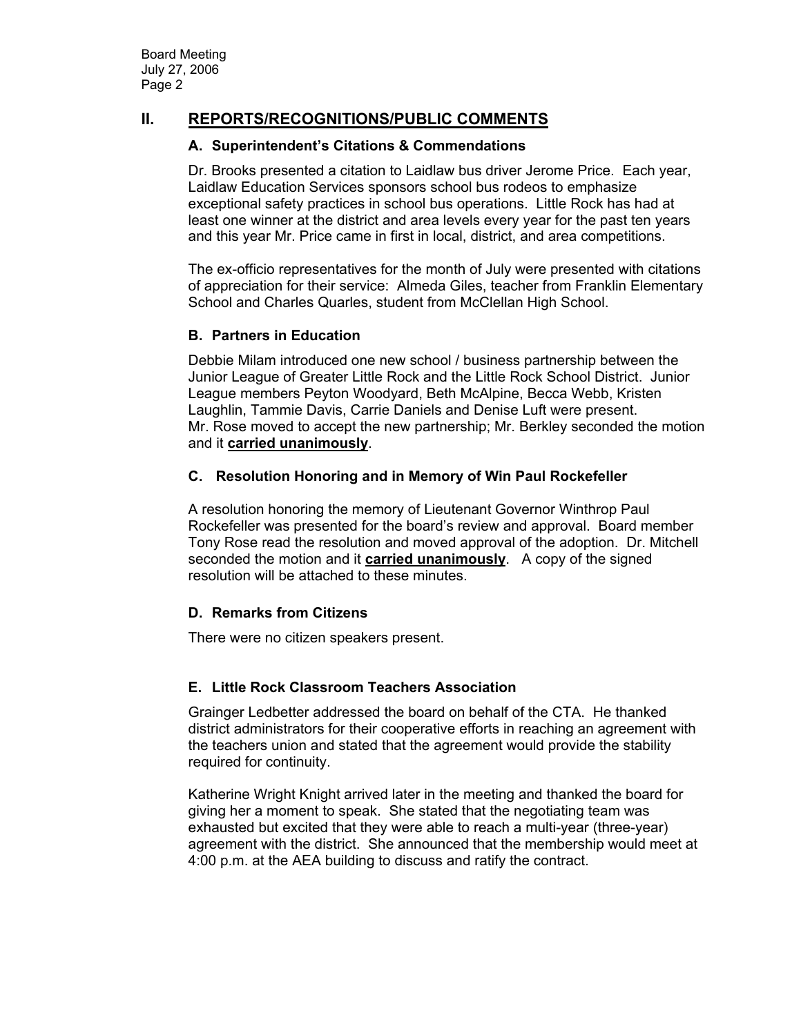## II. REPORTS/RECOGNITIONS/PUBLIC COMMENTS

### A. Superintendent's Citations & Commendations

Dr. Brooks presented a citation to Laidlaw bus driver Jerome Price. Each year, Laidlaw Education Services sponsors school bus rodeos to emphasize exceptional safety practices in school bus operations. Little Rock has had at least one winner at the district and area levels every year for the past ten years and this year Mr. Price came in first in local, district, and area competitions.

The ex-officio representatives for the month of July were presented with citations of appreciation for their service: Almeda Giles, teacher from Franklin Elementary School and Charles Quarles, student from McClellan High School.

### B. Partners in Education

Debbie Milam introduced one new school / business partnership between the Junior League of Greater Little Rock and the Little Rock School District. Junior League members Peyton Woodyard, Beth McAlpine, Becca Webb, Kristen Laughlin, Tammie Davis, Carrie Daniels and Denise Luft were present. Mr. Rose moved to accept the new partnership; Mr. Berkley seconded the motion and it **carried unanimously**.

### C. Resolution Honoring and in Memory of Win Paul Rockefeller

A resolution honoring the memory of Lieutenant Governor Winthrop Paul Rockefeller was presented for the board's review and approval. Board member Tony Rose read the resolution and moved approval of the adoption. Dr. Mitchell seconded the motion and it **carried unanimously**. A copy of the signed resolution will be attached to these minutes.

### D. Remarks from Citizens

There were no citizen speakers present.

### E. Little Rock Classroom Teachers Association

Grainger Ledbetter addressed the board on behalf of the CTA. He thanked district administrators for their cooperative efforts in reaching an agreement with the teachers union and stated that the agreement would provide the stability required for continuity.

Katherine Wright Knight arrived later in the meeting and thanked the board for giving her a moment to speak. She stated that the negotiating team was exhausted but excited that they were able to reach a multi-year (three-year) agreement with the district. She announced that the membership would meet at 4:00 p.m. at the AEA building to discuss and ratify the contract.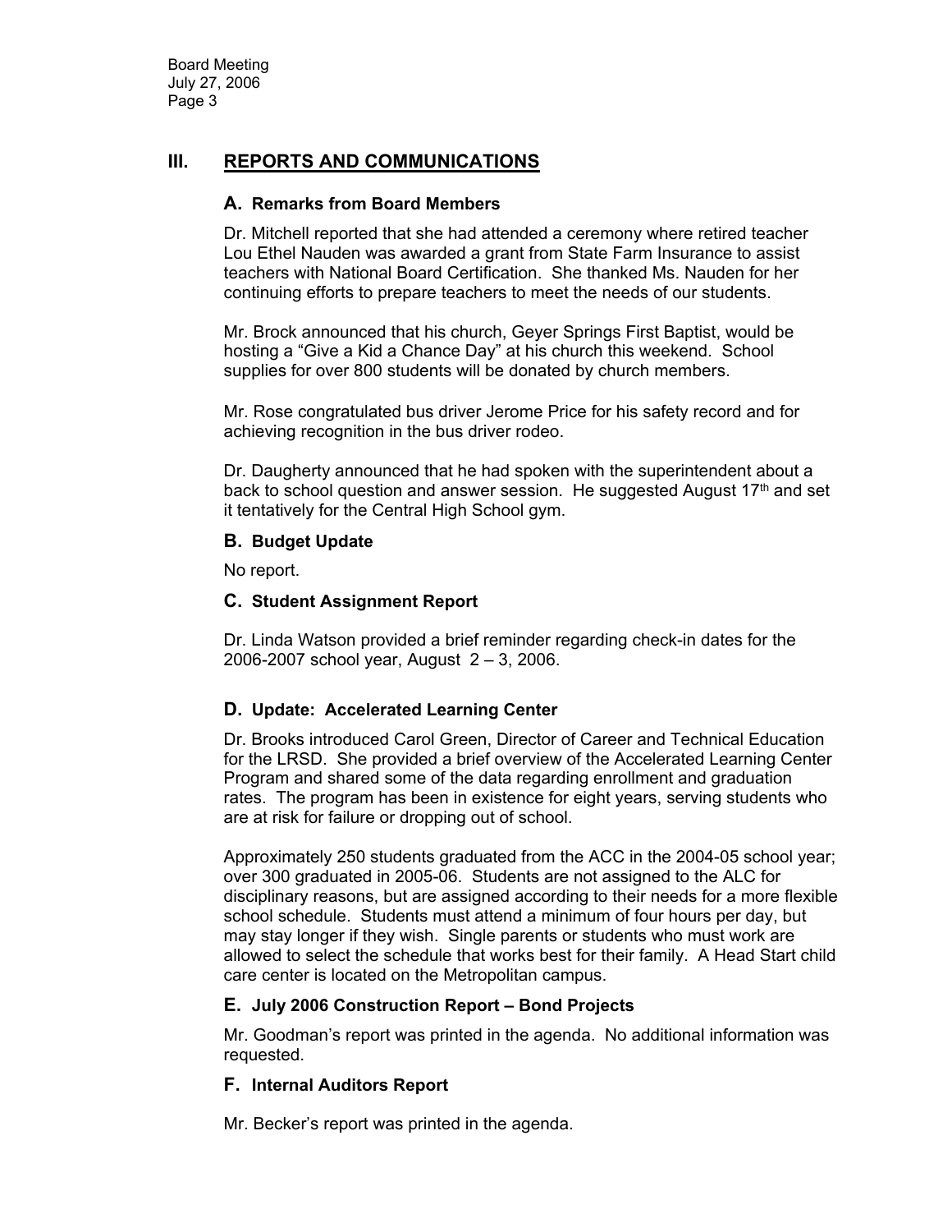## III. REPORTS AND COMMUNICATIONS

### A. Remarks from Board Members

Dr. Mitchell reported that she had attended a ceremony where retired teacher Lou Ethel Nauden was awarded a grant from State Farm Insurance to assist teachers with National Board Certification. She thanked Ms. Nauden for her continuing efforts to prepare teachers to meet the needs of our students.

Mr. Brock announced that his church, Geyer Springs First Baptist, would be hosting a "Give a Kid a Chance Day" at his church this weekend. School supplies for over 800 students will be donated by church members.

Mr. Rose congratulated bus driver Jerome Price for his safety record and for achieving recognition in the bus driver rodeo.

Dr. Daugherty announced that he had spoken with the superintendent about a back to school question and answer session. He suggested August 17th and set it tentatively for the Central High School gym.

### B. Budget Update

No report.

### C. Student Assignment Report

Dr. Linda Watson provided a brief reminder regarding check-in dates for the 2006-2007 school year, August 2 – 3, 2006.

### D. Update: Accelerated Learning Center

Dr. Brooks introduced Carol Green, Director of Career and Technical Education for the LRSD. She provided a brief overview of the Accelerated Learning Center Program and shared some of the data regarding enrollment and graduation rates. The program has been in existence for eight years, serving students who are at risk for failure or dropping out of school.

Approximately 250 students graduated from the ACC in the 2004-05 school year; over 300 graduated in 2005-06. Students are not assigned to the ALC for disciplinary reasons, but are assigned according to their needs for a more flexible school schedule. Students must attend a minimum of four hours per day, but may stay longer if they wish. Single parents or students who must work are allowed to select the schedule that works best for their family. A Head Start child care center is located on the Metropolitan campus.

### E. July 2006 Construction Report – Bond Projects

Mr. Goodman's report was printed in the agenda. No additional information was requested.

### F. Internal Auditors Report

Mr. Becker's report was printed in the agenda.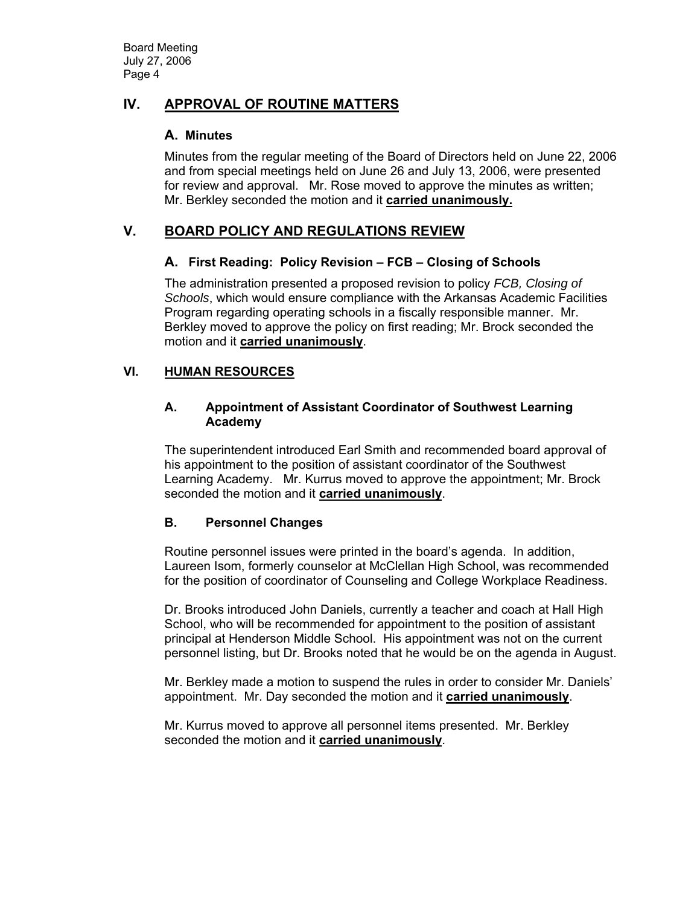## IV. APPROVAL OF ROUTINE MATTERS

### A. Minutes

Minutes from the regular meeting of the Board of Directors held on June 22, 2006 and from special meetings held on June 26 and July 13, 2006, were presented for review and approval. Mr. Rose moved to approve the minutes as written; Mr. Berkley seconded the motion and it **carried unanimously.**

## V. BOARD POLICY AND REGULATIONS REVIEW

### A. First Reading: Policy Revision – FCB – Closing of Schools

The administration presented a proposed revision to policy *FCB, Closing of Schools*, which would ensure compliance with the Arkansas Academic Facilities Program regarding operating schools in a fiscally responsible manner. Mr. Berkley moved to approve the policy on first reading; Mr. Brock seconded the motion and it **carried unanimously**.

## VI. HUMAN RESOURCES

### A. Appointment of Assistant Coordinator of Southwest Learning Academy

The superintendent introduced Earl Smith and recommended board approval of his appointment to the position of assistant coordinator of the Southwest Learning Academy. Mr. Kurrus moved to approve the appointment; Mr. Brock seconded the motion and it **carried unanimously**.

### B. Personnel Changes

Routine personnel issues were printed in the board's agenda. In addition, Laureen Isom, formerly counselor at McClellan High School, was recommended for the position of coordinator of Counseling and College Workplace Readiness.

Dr. Brooks introduced John Daniels, currently a teacher and coach at Hall High School, who will be recommended for appointment to the position of assistant principal at Henderson Middle School. His appointment was not on the current personnel listing, but Dr. Brooks noted that he would be on the agenda in August.

Mr. Berkley made a motion to suspend the rules in order to consider Mr. Daniels' appointment. Mr. Day seconded the motion and it **carried unanimously**.

Mr. Kurrus moved to approve all personnel items presented. Mr. Berkley seconded the motion and it **carried unanimously**.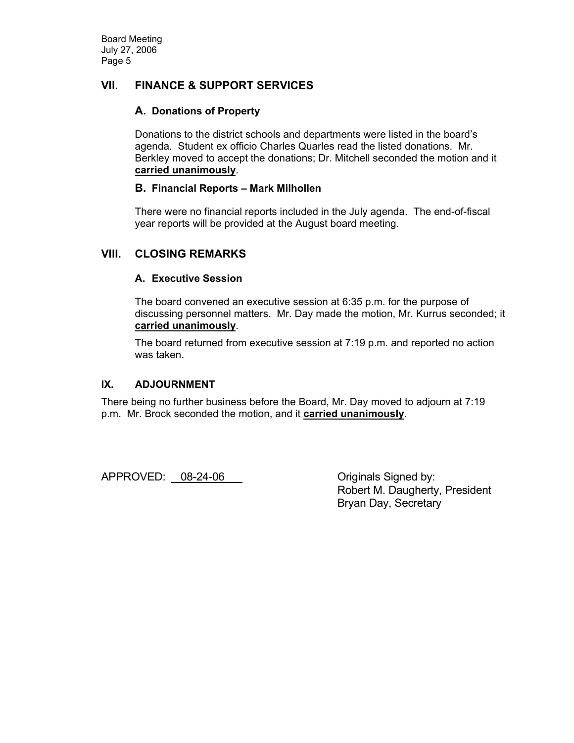## VII. FINANCE & SUPPORT SERVICES

### A. Donations of Property

Donations to the district schools and departments were listed in the board's agenda. Student ex officio Charles Quarles read the listed donations. Mr. Berkley moved to accept the donations; Dr. Mitchell seconded the motion and it **carried unanimously**.

### B. Financial Reports – Mark Milhollen

There were no financial reports included in the July agenda. The end-of-fiscal year reports will be provided at the August board meeting.

## VIII. CLOSING REMARKS

### A. Executive Session

The board convened an executive session at 6:35 p.m. for the purpose of discussing personnel matters. Mr. Day made the motion, Mr. Kurrus seconded; it **carried unanimously**.

The board returned from executive session at 7:19 p.m. and reported no action was taken.

## IX. ADJOURNMENT

There being no further business before the Board, Mr. Day moved to adjourn at 7:19 p.m. Mr. Brock seconded the motion, and it **carried unanimously**.

APPROVED: 08-24-06

Originals Signed by:
Robert M. Daugherty, President
Bryan Day, Secretary